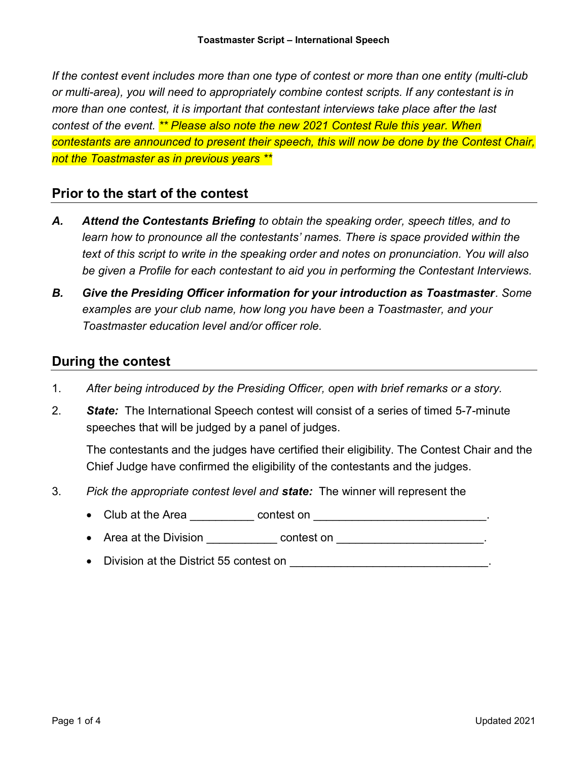# Toastmaster Script – International Speech

*If the contest event includes more than one type of contest or more than one entity (multi-club or multi-area), you will need to appropriately combine contest scripts. If any contestant is in more than one contest, it is important that contestant interviews take place after the last contest of the event. ** Please also note the new 2021 Contest Rule this year. When contestants are announced to present their speech, this will now be done by the Contest Chair, not the Toastmaster as in previous years ***

## Prior to the start of the contest

**A.** ***Attend the Contestants Briefing*** *to obtain the speaking order, speech titles, and to learn how to pronounce all the contestants' names. There is space provided within the text of this script to write in the speaking order and notes on pronunciation. You will also be given a Profile for each contestant to aid you in performing the Contestant Interviews.*

**B.** ***Give the Presiding Officer information for your introduction as Toastmaster****. Some examples are your club name, how long you have been a Toastmaster, and your Toastmaster education level and/or officer role.*

## During the contest

1. *After being introduced by the Presiding Officer, open with brief remarks or a story.*

2. ***State:*** The International Speech contest will consist of a series of timed 5-7-minute speeches that will be judged by a panel of judges.

   The contestants and the judges have certified their eligibility. The Contest Chair and the Chief Judge have confirmed the eligibility of the contestants and the judges.

3. *Pick the appropriate contest level and* ***state:*** The winner will represent the

   - Club at the Area __________ contest on ___________________________.
   - Area at the Division ___________ contest on _______________________.
   - Division at the District 55 contest on _______________________________.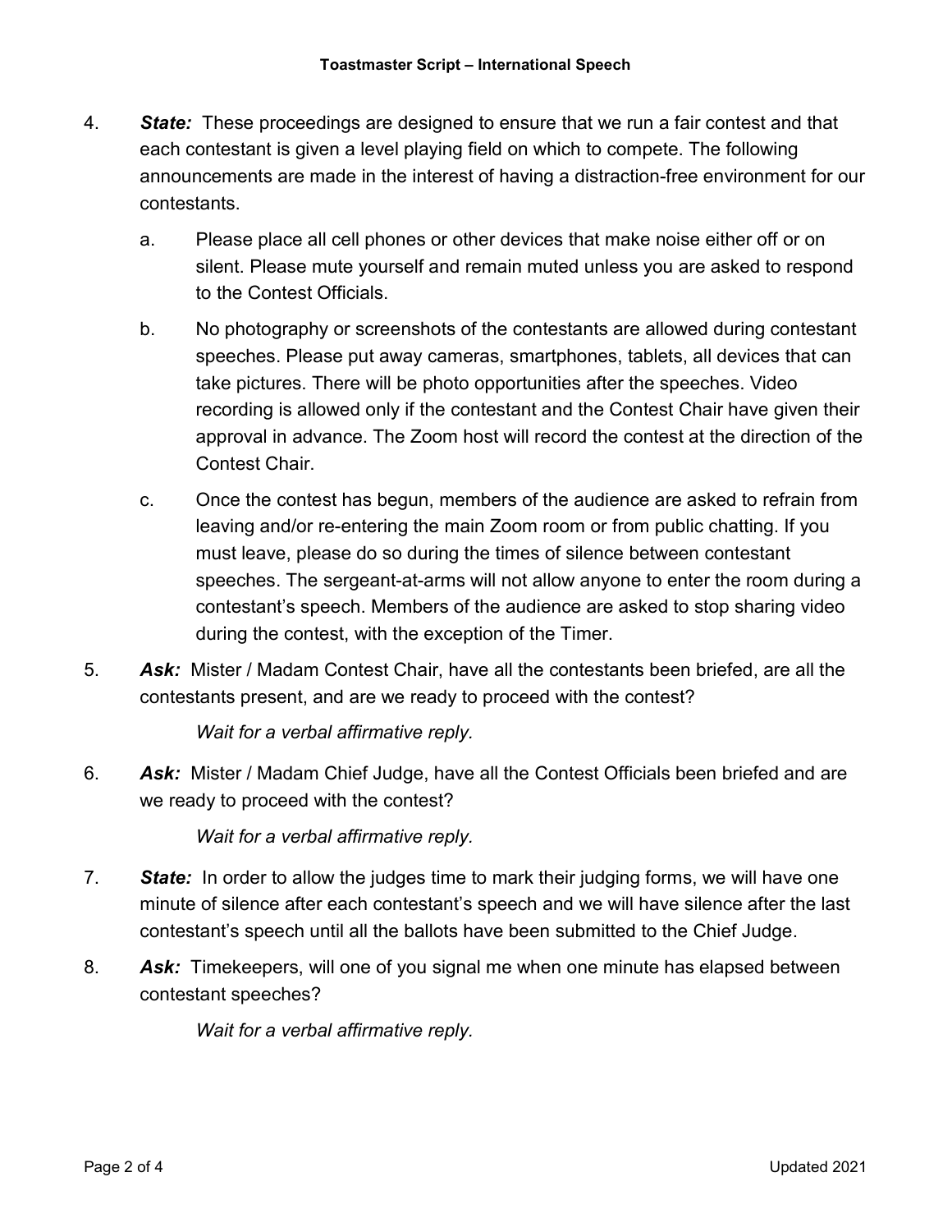4. ***State:*** These proceedings are designed to ensure that we run a fair contest and that each contestant is given a level playing field on which to compete. The following announcements are made in the interest of having a distraction-free environment for our contestants.

    a. Please place all cell phones or other devices that make noise either off or on silent. Please mute yourself and remain muted unless you are asked to respond to the Contest Officials.

    b. No photography or screenshots of the contestants are allowed during contestant speeches. Please put away cameras, smartphones, tablets, all devices that can take pictures. There will be photo opportunities after the speeches. Video recording is allowed only if the contestant and the Contest Chair have given their approval in advance. The Zoom host will record the contest at the direction of the Contest Chair.

    c. Once the contest has begun, members of the audience are asked to refrain from leaving and/or re-entering the main Zoom room or from public chatting. If you must leave, please do so during the times of silence between contestant speeches. The sergeant-at-arms will not allow anyone to enter the room during a contestant's speech. Members of the audience are asked to stop sharing video during the contest, with the exception of the Timer.

5. ***Ask:*** Mister / Madam Contest Chair, have all the contestants been briefed, are all the contestants present, and are we ready to proceed with the contest?

    *Wait for a verbal affirmative reply.*

6. ***Ask:*** Mister / Madam Chief Judge, have all the Contest Officials been briefed and are we ready to proceed with the contest?

    *Wait for a verbal affirmative reply.*

7. ***State:*** In order to allow the judges time to mark their judging forms, we will have one minute of silence after each contestant's speech and we will have silence after the last contestant's speech until all the ballots have been submitted to the Chief Judge.

8. ***Ask:*** Timekeepers, will one of you signal me when one minute has elapsed between contestant speeches?

    *Wait for a verbal affirmative reply.*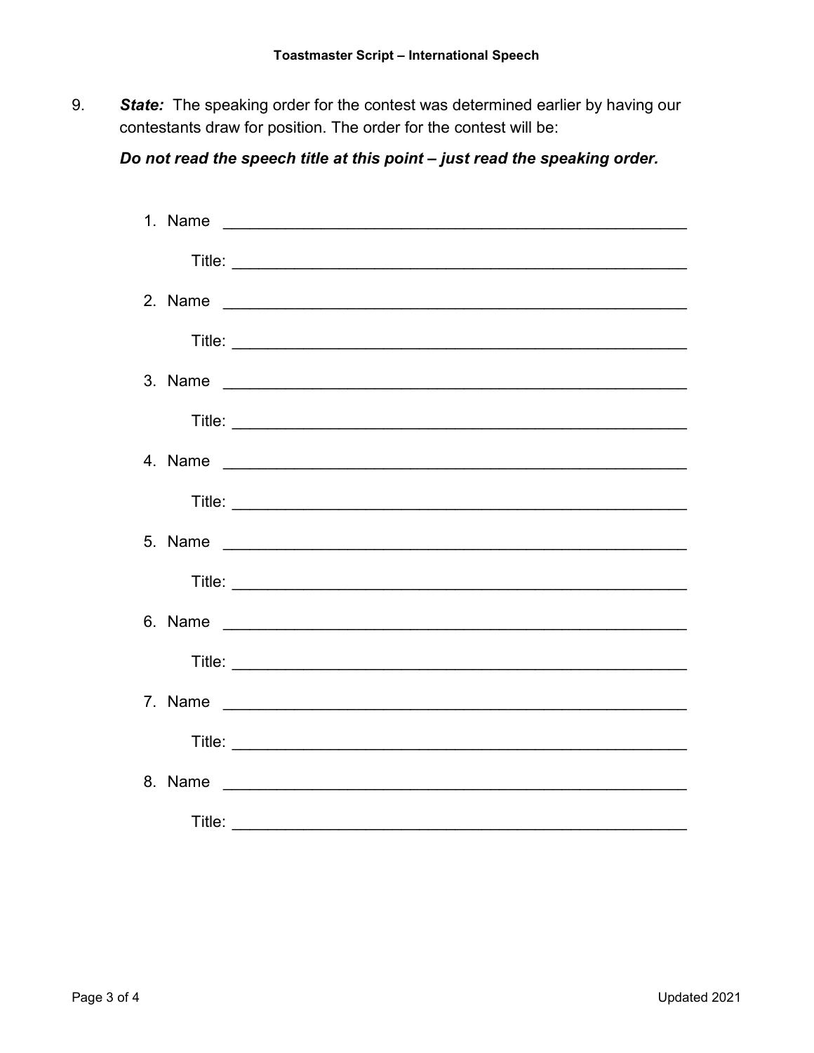9. ***State:*** The speaking order for the contest was determined earlier by having our contestants draw for position. The order for the contest will be:

   ***Do not read the speech title at this point – just read the speaking order.***

   1. Name \_\_\_\_\_\_\_\_\_\_\_\_\_\_\_\_\_\_\_\_\_\_\_\_\_\_\_\_\_\_\_\_\_\_\_\_\_\_\_\_\_\_\_\_\_\_\_\_

      Title: \_\_\_\_\_\_\_\_\_\_\_\_\_\_\_\_\_\_\_\_\_\_\_\_\_\_\_\_\_\_\_\_\_\_\_\_\_\_\_\_\_\_\_\_\_\_\_\_

   2. Name \_\_\_\_\_\_\_\_\_\_\_\_\_\_\_\_\_\_\_\_\_\_\_\_\_\_\_\_\_\_\_\_\_\_\_\_\_\_\_\_\_\_\_\_\_\_\_\_

      Title: \_\_\_\_\_\_\_\_\_\_\_\_\_\_\_\_\_\_\_\_\_\_\_\_\_\_\_\_\_\_\_\_\_\_\_\_\_\_\_\_\_\_\_\_\_\_\_\_

   3. Name \_\_\_\_\_\_\_\_\_\_\_\_\_\_\_\_\_\_\_\_\_\_\_\_\_\_\_\_\_\_\_\_\_\_\_\_\_\_\_\_\_\_\_\_\_\_\_\_

      Title: \_\_\_\_\_\_\_\_\_\_\_\_\_\_\_\_\_\_\_\_\_\_\_\_\_\_\_\_\_\_\_\_\_\_\_\_\_\_\_\_\_\_\_\_\_\_\_\_

   4. Name \_\_\_\_\_\_\_\_\_\_\_\_\_\_\_\_\_\_\_\_\_\_\_\_\_\_\_\_\_\_\_\_\_\_\_\_\_\_\_\_\_\_\_\_\_\_\_\_

      Title: \_\_\_\_\_\_\_\_\_\_\_\_\_\_\_\_\_\_\_\_\_\_\_\_\_\_\_\_\_\_\_\_\_\_\_\_\_\_\_\_\_\_\_\_\_\_\_\_

   5. Name \_\_\_\_\_\_\_\_\_\_\_\_\_\_\_\_\_\_\_\_\_\_\_\_\_\_\_\_\_\_\_\_\_\_\_\_\_\_\_\_\_\_\_\_\_\_\_\_

      Title: \_\_\_\_\_\_\_\_\_\_\_\_\_\_\_\_\_\_\_\_\_\_\_\_\_\_\_\_\_\_\_\_\_\_\_\_\_\_\_\_\_\_\_\_\_\_\_\_

   6. Name \_\_\_\_\_\_\_\_\_\_\_\_\_\_\_\_\_\_\_\_\_\_\_\_\_\_\_\_\_\_\_\_\_\_\_\_\_\_\_\_\_\_\_\_\_\_\_\_

      Title: \_\_\_\_\_\_\_\_\_\_\_\_\_\_\_\_\_\_\_\_\_\_\_\_\_\_\_\_\_\_\_\_\_\_\_\_\_\_\_\_\_\_\_\_\_\_\_\_

   7. Name \_\_\_\_\_\_\_\_\_\_\_\_\_\_\_\_\_\_\_\_\_\_\_\_\_\_\_\_\_\_\_\_\_\_\_\_\_\_\_\_\_\_\_\_\_\_\_\_

      Title: \_\_\_\_\_\_\_\_\_\_\_\_\_\_\_\_\_\_\_\_\_\_\_\_\_\_\_\_\_\_\_\_\_\_\_\_\_\_\_\_\_\_\_\_\_\_\_\_

   8. Name \_\_\_\_\_\_\_\_\_\_\_\_\_\_\_\_\_\_\_\_\_\_\_\_\_\_\_\_\_\_\_\_\_\_\_\_\_\_\_\_\_\_\_\_\_\_\_\_

      Title: \_\_\_\_\_\_\_\_\_\_\_\_\_\_\_\_\_\_\_\_\_\_\_\_\_\_\_\_\_\_\_\_\_\_\_\_\_\_\_\_\_\_\_\_\_\_\_\_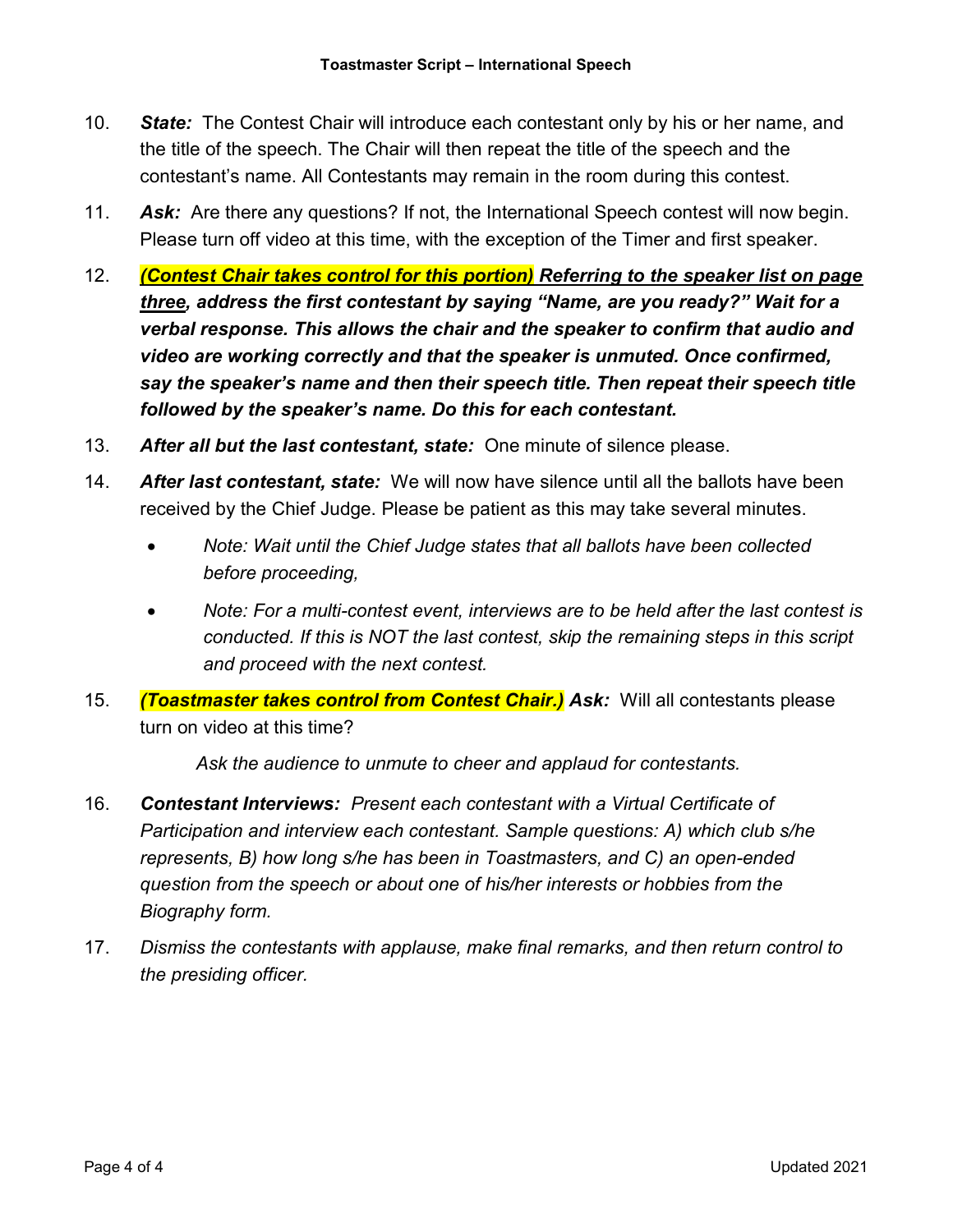10. ***State:*** The Contest Chair will introduce each contestant only by his or her name, and the title of the speech. The Chair will then repeat the title of the speech and the contestant's name. All Contestants may remain in the room during this contest.

11. ***Ask:*** Are there any questions? If not, the International Speech contest will now begin. Please turn off video at this time, with the exception of the Timer and first speaker.

12. ***(Contest Chair takes control for this portion) Referring to the speaker list on page three, address the first contestant by saying "Name, are you ready?" Wait for a verbal response. This allows the chair and the speaker to confirm that audio and video are working correctly and that the speaker is unmuted. Once confirmed, say the speaker's name and then their speech title. Then repeat their speech title followed by the speaker's name. Do this for each contestant.***

13. ***After all but the last contestant, state:*** One minute of silence please.

14. ***After last contestant, state:*** We will now have silence until all the ballots have been received by the Chief Judge. Please be patient as this may take several minutes.

    - *Note: Wait until the Chief Judge states that all ballots have been collected before proceeding,*
    - *Note: For a multi-contest event, interviews are to be held after the last contest is conducted. If this is NOT the last contest, skip the remaining steps in this script and proceed with the next contest.*

15. ***(Toastmaster takes control from Contest Chair.) Ask:*** Will all contestants please turn on video at this time?

    *Ask the audience to unmute to cheer and applaud for contestants.*

16. ***Contestant Interviews:*** *Present each contestant with a Virtual Certificate of Participation and interview each contestant. Sample questions: A) which club s/he represents, B) how long s/he has been in Toastmasters, and C) an open-ended question from the speech or about one of his/her interests or hobbies from the Biography form.*

17. *Dismiss the contestants with applause, make final remarks, and then return control to the presiding officer.*